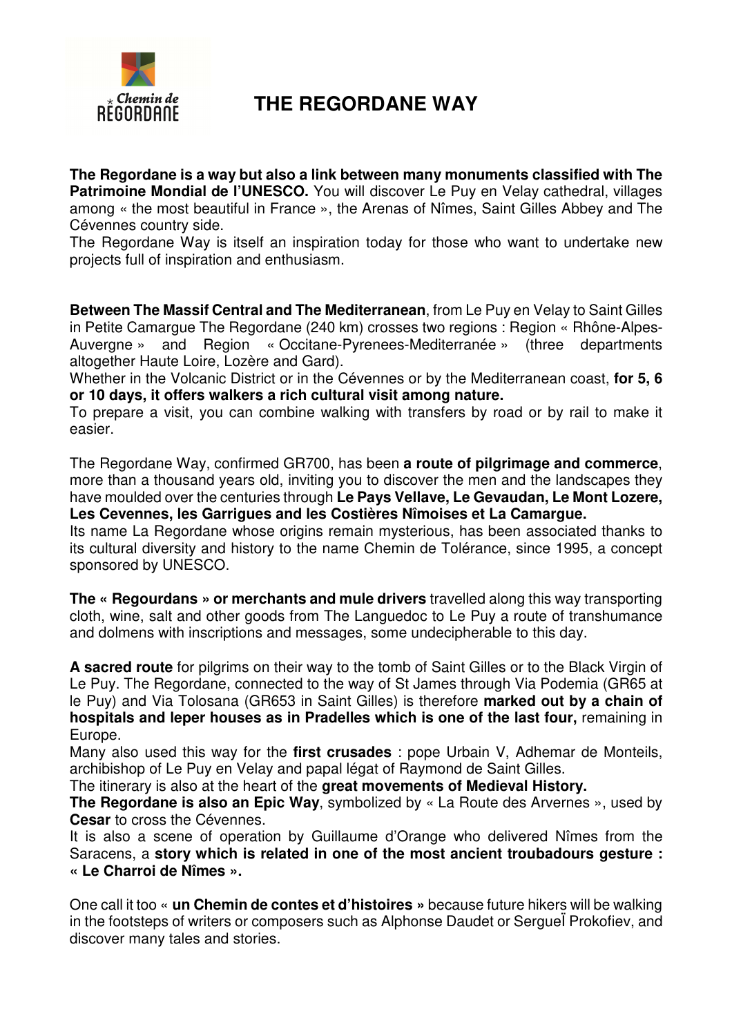# THE REGORDANE WAY

**The Regordane is a way but also a link between many monuments classified with The Patrimoine Mondial de l'UNESCO.** You will discover Le Puy en Velay cathedral, villages among « the most beautiful in France », the Arenas of Nîmes, Saint Gilles Abbey and The Cévennes country side.
The Regordane Way is itself an inspiration today for those who want to undertake new projects full of inspiration and enthusiasm.

**Between The Massif Central and The Mediterranean**, from Le Puy en Velay to Saint Gilles in Petite Camargue The Regordane (240 km) crosses two regions : Region « Rhône-Alpes-Auvergne » and Region « Occitane-Pyrenees-Mediterranée » (three departments altogether Haute Loire, Lozère and Gard).
Whether in the Volcanic District or in the Cévennes or by the Mediterranean coast, **for 5, 6 or 10 days, it offers walkers a rich cultural visit among nature.**
To prepare a visit, you can combine walking with transfers by road or by rail to make it easier.

The Regordane Way, confirmed GR700, has been **a route of pilgrimage and commerce**, more than a thousand years old, inviting you to discover the men and the landscapes they have moulded over the centuries through **Le Pays Vellave, Le Gevaudan, Le Mont Lozere, Les Cevennes, les Garrigues and les Costières Nîmoises et La Camargue.**
Its name La Regordane whose origins remain mysterious, has been associated thanks to its cultural diversity and history to the name Chemin de Tolérance, since 1995, a concept sponsored by UNESCO.

**The « Regourdans » or merchants and mule drivers** travelled along this way transporting cloth, wine, salt and other goods from The Languedoc to Le Puy a route of transhumance and dolmens with inscriptions and messages, some undecipherable to this day.

**A sacred route** for pilgrims on their way to the tomb of Saint Gilles or to the Black Virgin of Le Puy. The Regordane, connected to the way of St James through Via Podemia (GR65 at le Puy) and Via Tolosana (GR653 in Saint Gilles) is therefore **marked out by a chain of hospitals and leper houses as in Pradelles which is one of the last four,** remaining in Europe.
Many also used this way for the **first crusades** : pope Urbain V, Adhemar de Monteils, archibishop of Le Puy en Velay and papal légat of Raymond de Saint Gilles.
The itinerary is also at the heart of the **great movements of Medieval History.**
**The Regordane is also an Epic Way**, symbolized by « La Route des Arvernes », used by **Cesar** to cross the Cévennes.
It is also a scene of operation by Guillaume d'Orange who delivered Nîmes from the Saracens, a **story which is related in one of the most ancient troubadours gesture : « Le Charroi de Nîmes ».**

One call it too « **un Chemin de contes et d'histoires »** because future hikers will be walking in the footsteps of writers or composers such as Alphonse Daudet or SergueÏ Prokofiev, and discover many tales and stories.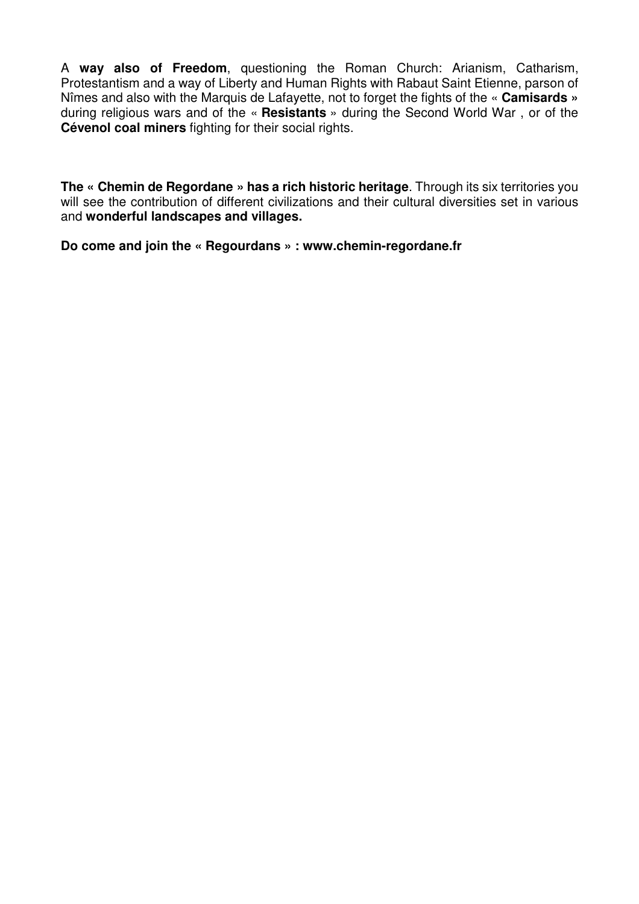A **way also of Freedom**, questioning the Roman Church: Arianism, Catharism, Protestantism and a way of Liberty and Human Rights with Rabaut Saint Etienne, parson of Nîmes and also with the Marquis de Lafayette, not to forget the fights of the « **Camisards »** during religious wars and of the « **Resistants** » during the Second World War , or of the **Cévenol coal miners** fighting for their social rights.

**The « Chemin de Regordane » has a rich historic heritage**. Through its six territories you will see the contribution of different civilizations and their cultural diversities set in various and **wonderful landscapes and villages.**

**Do come and join the « Regourdans » : www.chemin-regordane.fr**